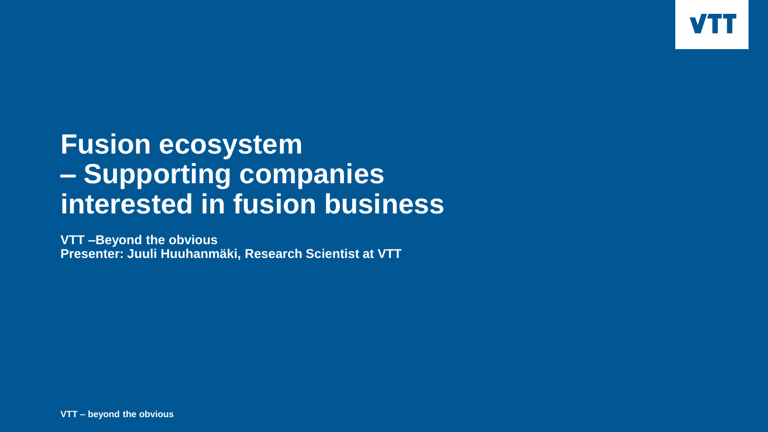# Fusion ecosystem – Supporting companies interested in fusion business

**VTT –Beyond the obvious**
**Presenter: Juuli Huuhanmäki, Research Scientist at VTT**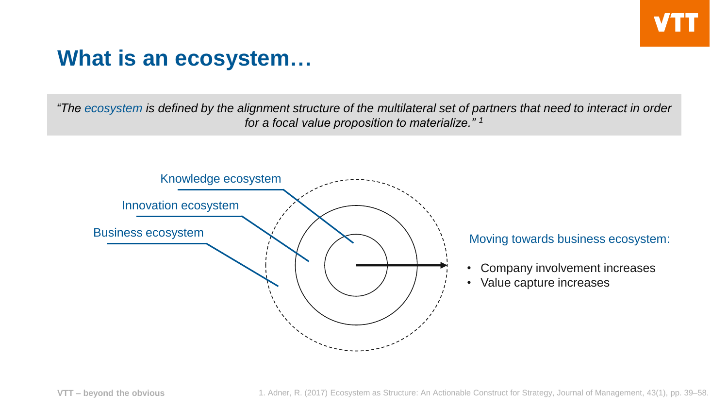# What is an ecosystem…

*"The ecosystem is defined by the alignment structure of the multilateral set of partners that need to interact in order for a focal value proposition to materialize."* [1]

Knowledge ecosystem

Innovation ecosystem

Business ecosystem

Moving towards business ecosystem:

- Company involvement increases
- Value capture increases

1. Adner, R. (2017) Ecosystem as Structure: An Actionable Construct for Strategy, Journal of Management, 43(1), pp. 39–58.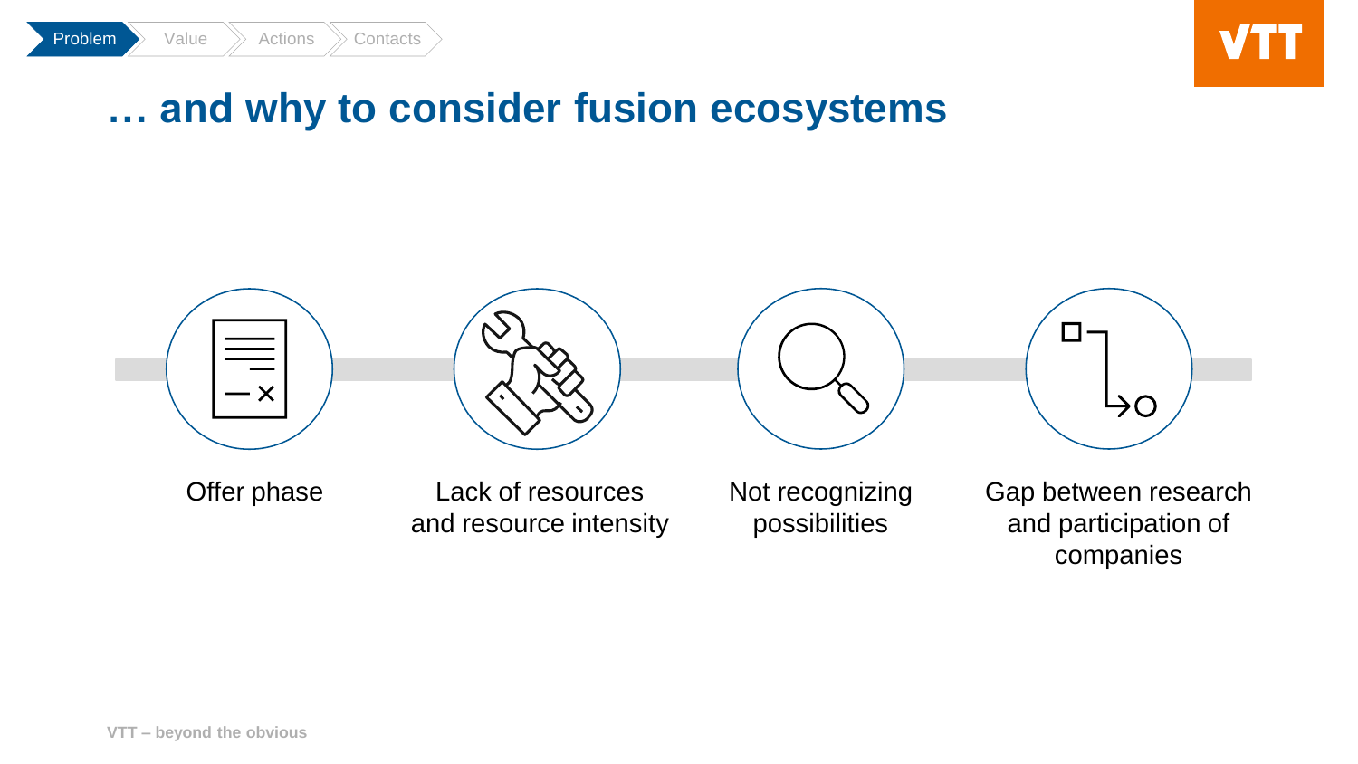# … and why to consider fusion ecosystems

- Offer phase
- Lack of resources and resource intensity
- Not recognizing possibilities
- Gap between research and participation of companies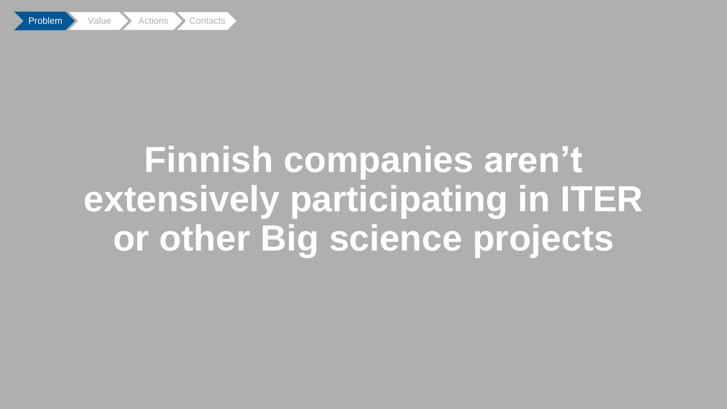Problem Value Actions Contacts

# Finnish companies aren’t extensively participating in ITER or other Big science projects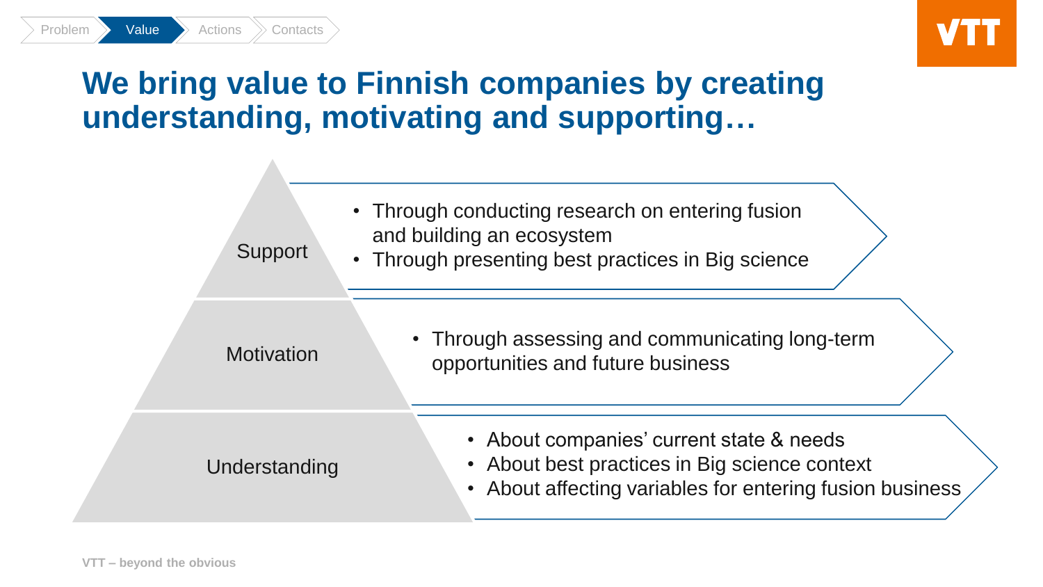Problem | **Value** | Actions | Contacts

# We bring value to Finnish companies by creating understanding, motivating and supporting…

### Support

- Through conducting research on entering fusion and building an ecosystem
- Through presenting best practices in Big science

### Motivation

- Through assessing and communicating long-term opportunities and future business

### Understanding

- About companies' current state & needs
- About best practices in Big science context
- About affecting variables for entering fusion business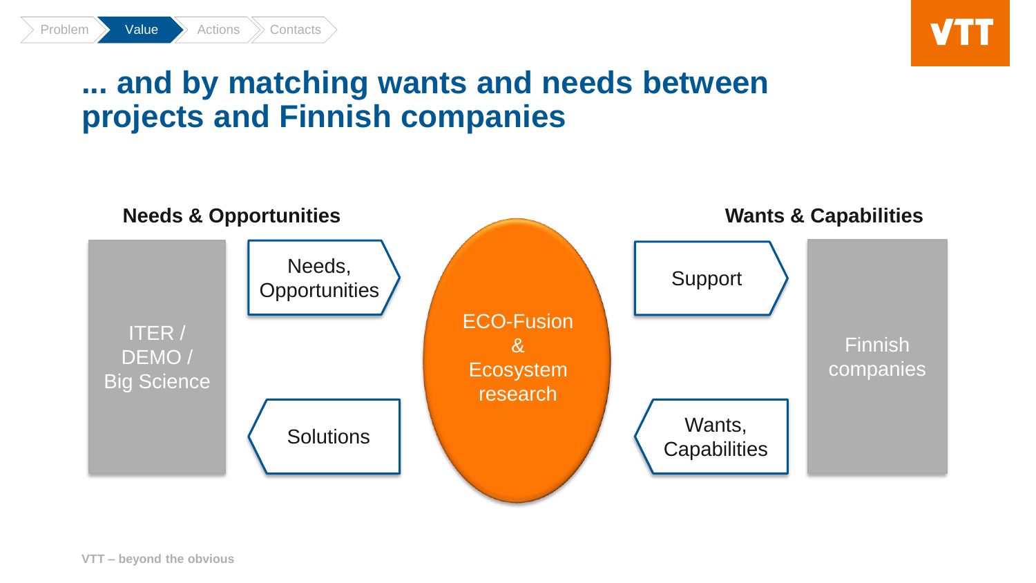# ... and by matching wants and needs between projects and Finnish companies

**Needs & Opportunities**

**Wants & Capabilities**

ITER / DEMO / Big Science

Needs, Opportunities

Solutions

ECO-Fusion & Ecosystem research

Support

Wants, Capabilities

Finnish companies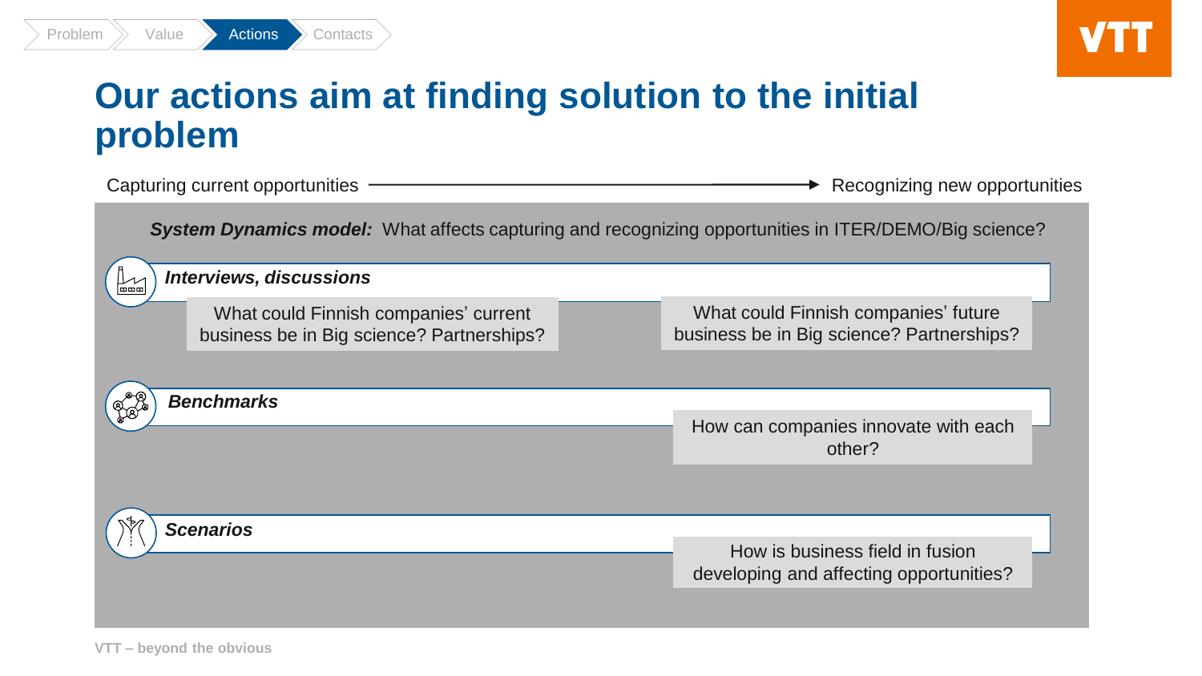Problem > Value > **Actions** > Contacts

# Our actions aim at finding solution to the initial problem

Capturing current opportunities ⟶ Recognizing new opportunities

***System Dynamics model:*** What affects capturing and recognizing opportunities in ITER/DEMO/Big science?

***Interviews, discussions***

- What could Finnish companies' current business be in Big science? Partnerships?
- What could Finnish companies' future business be in Big science? Partnerships?

***Benchmarks***

- How can companies innovate with each other?

***Scenarios***

- How is business field in fusion developing and affecting opportunities?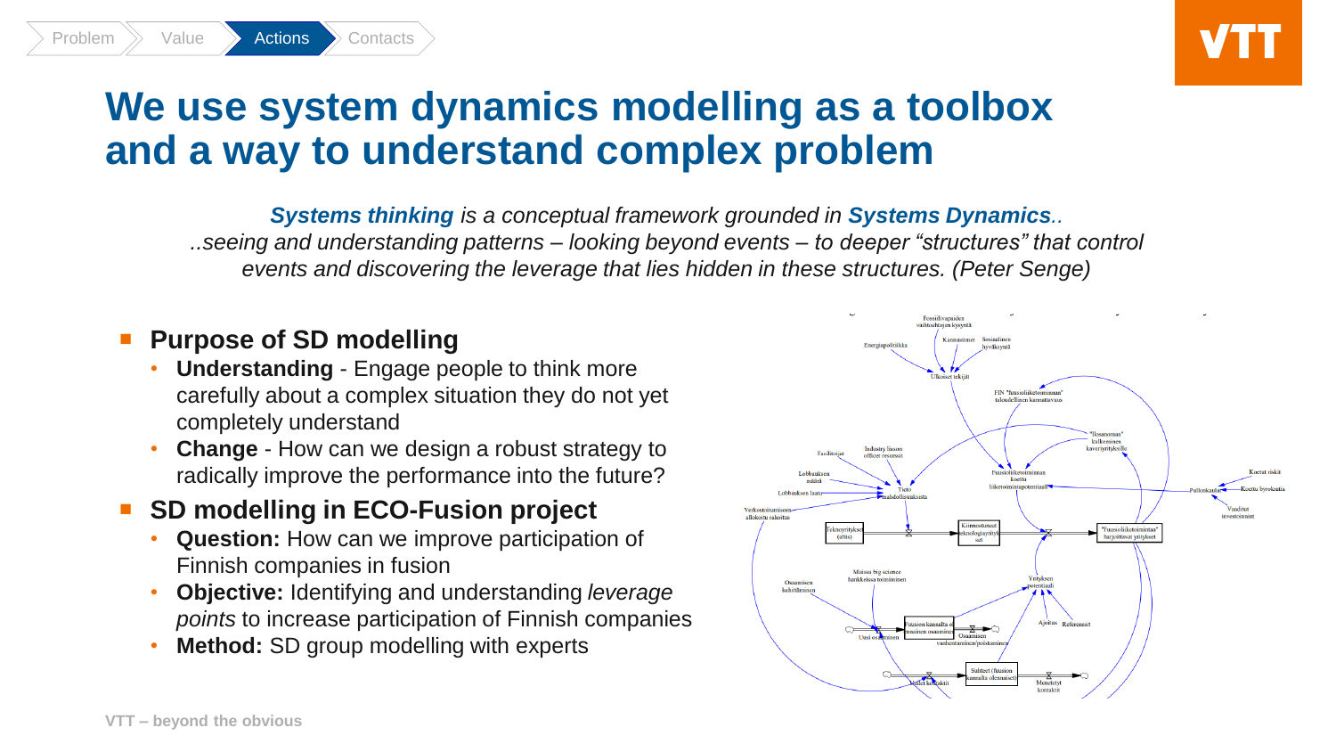# We use system dynamics modelling as a toolbox and a way to understand complex problem

***Systems thinking*** *is a conceptual framework grounded in* ***Systems Dynamics****..*
*..seeing and understanding patterns – looking beyond events – to deeper "structures" that control events and discovering the leverage that lies hidden in these structures. (Peter Senge)*

- **Purpose of SD modelling**
  - **Understanding** - Engage people to think more carefully about a complex situation they do not yet completely understand
  - **Change** - How can we design a robust strategy to radically improve the performance into the future?
- **SD modelling in ECO-Fusion project**
  - **Question:** How can we improve participation of Finnish companies in fusion
  - **Objective:** Identifying and understanding *leverage points* to increase participation of Finnish companies
  - **Method:** SD group modelling with experts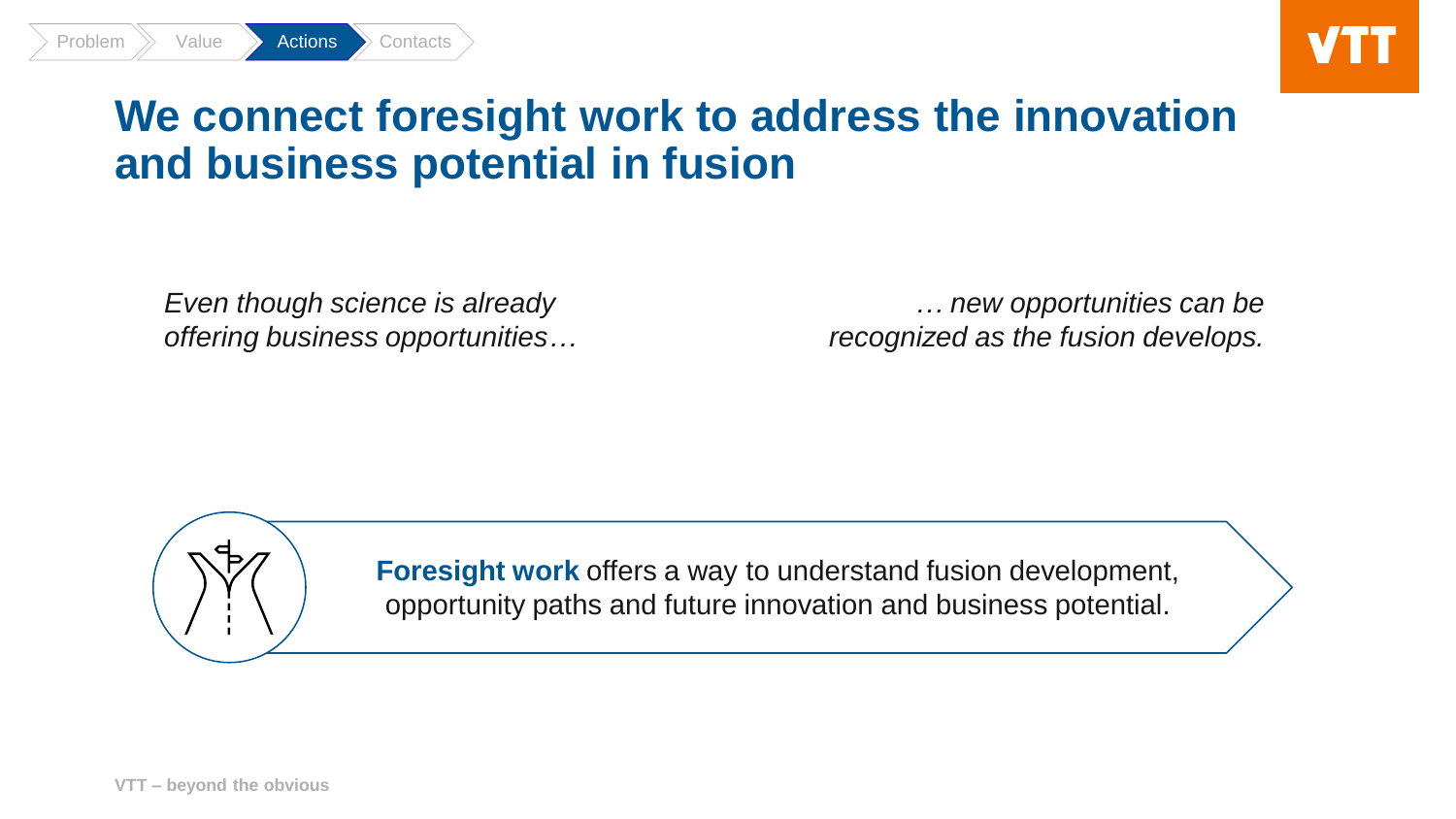Problem > Value > **Actions** > Contacts

# We connect foresight work to address the innovation and business potential in fusion

*Even though science is already offering business opportunities…*

*… new opportunities can be recognized as the fusion develops.*

**Foresight work** offers a way to understand fusion development, opportunity paths and future innovation and business potential.

**VTT – beyond the obvious**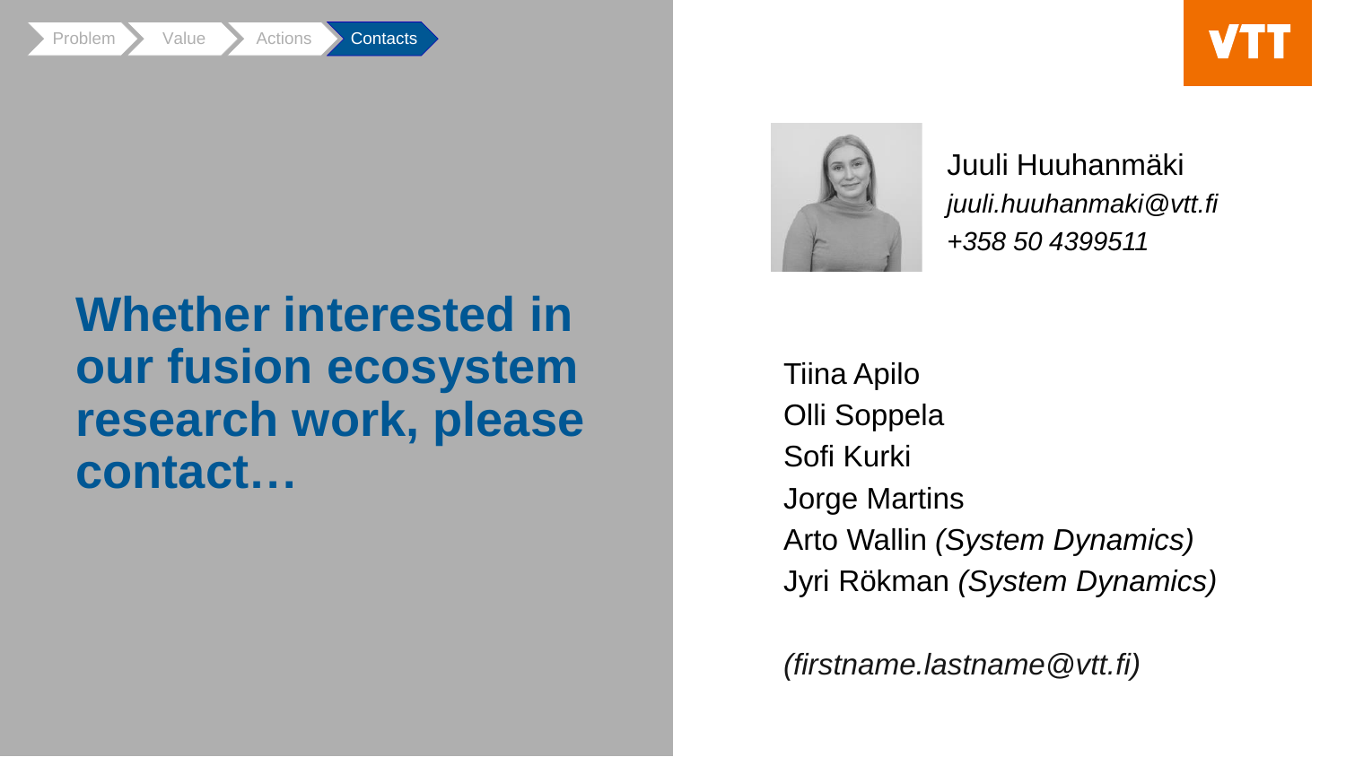Problem > Value > Actions > **Contacts**

# Whether interested in our fusion ecosystem research work, please contact…

Juuli Huuhanmäki
*juuli.huuhanmaki@vtt.fi*
*+358 50 4399511*

Tiina Apilo
Olli Soppela
Sofi Kurki
Jorge Martins
Arto Wallin *(System Dynamics)*
Jyri Rökman *(System Dynamics)*

*(firstname.lastname@vtt.fi)*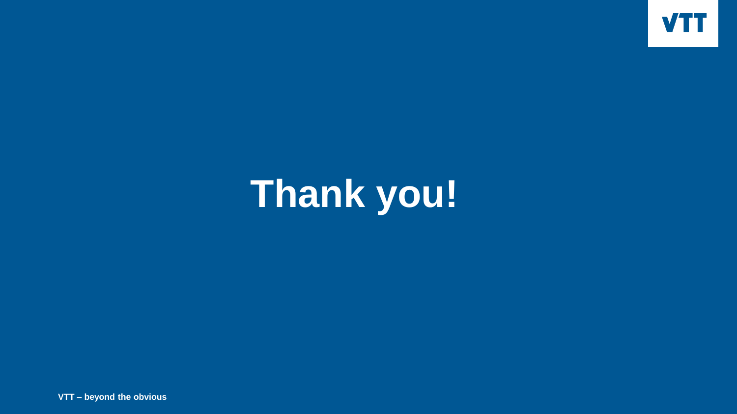# Thank you!

**VTT – beyond the obvious**